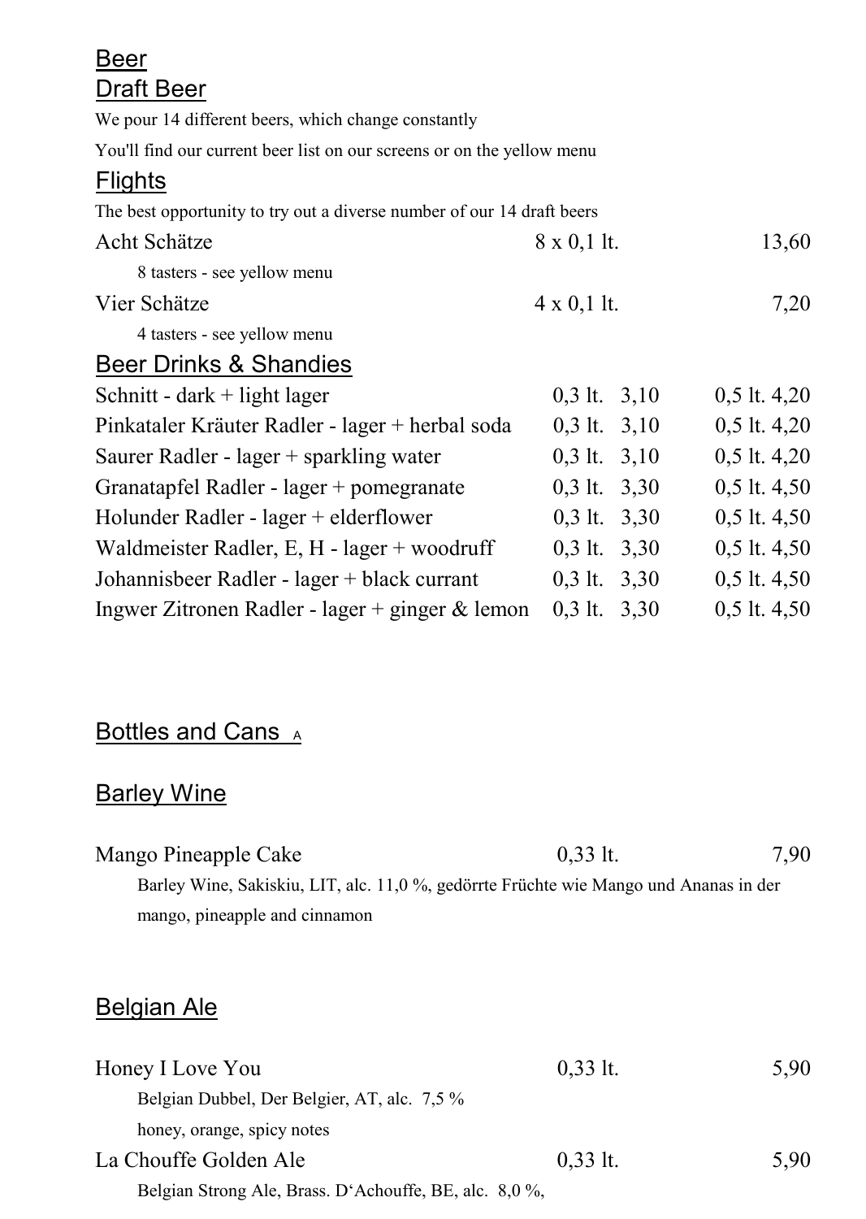# Beer

## Draft Beer

We pour 14 different beers, which change constantly

You'll find our current beer list on our screens or on the yellow menu

## Flights

The best opportunity to try out a diverse number of our 14 draft beers

| | | |
|---|---|---|
| Acht Schätze | 8 x 0,1 lt. | 13,60 |
| 8 tasters - see yellow menu | | |
| Vier Schätze | 4 x 0,1 lt. | 7,20 |
| 4 tasters - see yellow menu | | |

## Beer Drinks & Shandies

| | | |
|---|---|---|
| Schnitt - dark + light lager | 0,3 lt. 3,10 | 0,5 lt. 4,20 |
| Pinkataler Kräuter Radler - lager + herbal soda | 0,3 lt. 3,10 | 0,5 lt. 4,20 |
| Saurer Radler - lager + sparkling water | 0,3 lt. 3,10 | 0,5 lt. 4,20 |
| Granatapfel Radler - lager + pomegranate | 0,3 lt. 3,30 | 0,5 lt. 4,50 |
| Holunder Radler - lager + elderflower | 0,3 lt. 3,30 | 0,5 lt. 4,50 |
| Waldmeister Radler, E, H - lager + woodruff | 0,3 lt. 3,30 | 0,5 lt. 4,50 |
| Johannisbeer Radler - lager + black currant | 0,3 lt. 3,30 | 0,5 lt. 4,50 |
| Ingwer Zitronen Radler - lager + ginger & lemon | 0,3 lt. 3,30 | 0,5 lt. 4,50 |

## Bottles and Cans A

## Barley Wine

| | | |
|---|---|---|
| Mango Pineapple Cake | 0,33 lt. | 7,90 |

Barley Wine, Sakiskiu, LIT, alc. 11,0 %, gedörrte Früchte wie Mango und Ananas in der mango, pineapple and cinnamon

## Belgian Ale

| | | |
|---|---|---|
| Honey I Love You | 0,33 lt. | 5,90 |

Belgian Dubbel, Der Belgier, AT, alc. 7,5 %
honey, orange, spicy notes

| | | |
|---|---|---|
| La Chouffe Golden Ale | 0,33 lt. | 5,90 |

Belgian Strong Ale, Brass. D'Achouffe, BE, alc. 8,0 %,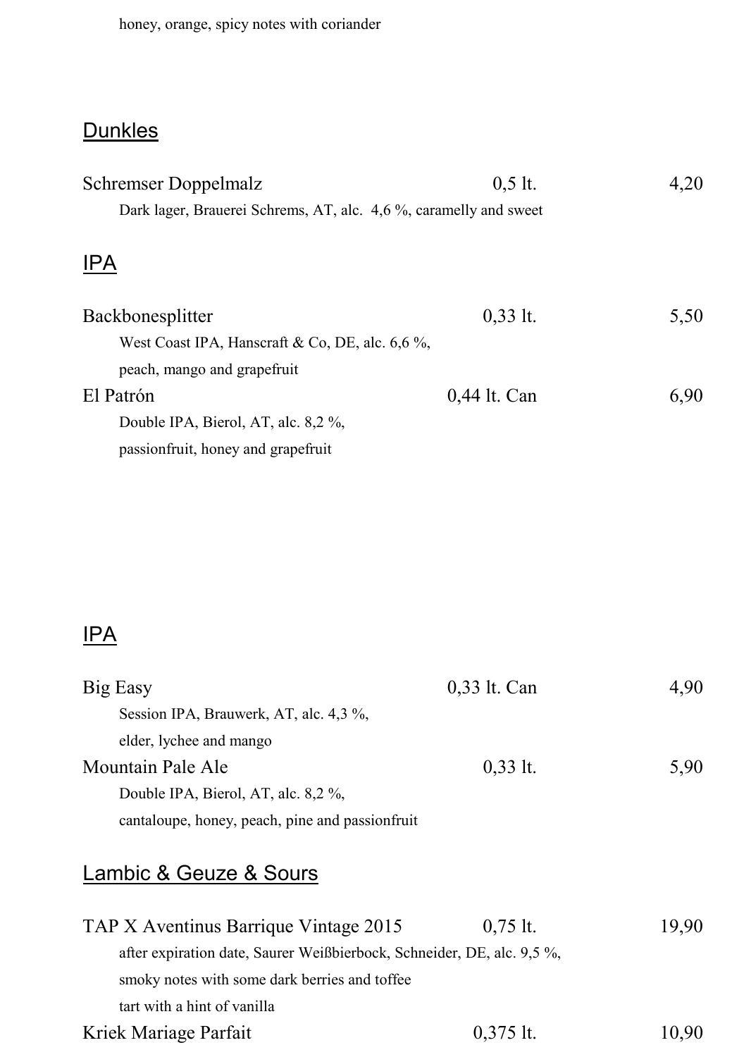honey, orange, spicy notes with coriander

## Dunkles

| | | |
|---|---|---|
| Schremser Doppelmalz | 0,5 lt. | 4,20 |

Dark lager, Brauerei Schrems, AT, alc.  4,6 %, caramelly and sweet

## IPA

| | | |
|---|---|---|
| Backbonesplitter | 0,33 lt. | 5,50 |

West Coast IPA, Hanscraft & Co, DE, alc. 6,6 %,
peach, mango and grapefruit

| | | |
|---|---|---|
| El Patrón | 0,44 lt. Can | 6,90 |

Double IPA, Bierol, AT, alc. 8,2 %,
passionfruit, honey and grapefruit

## IPA

| | | |
|---|---|---|
| Big Easy | 0,33 lt. Can | 4,90 |

Session IPA, Brauwerk, AT, alc. 4,3 %,
elder, lychee and mango

| | | |
|---|---|---|
| Mountain Pale Ale | 0,33 lt. | 5,90 |

Double IPA, Bierol, AT, alc. 8,2 %,
cantaloupe, honey, peach, pine and passionfruit

## Lambic & Geuze & Sours

| | | |
|---|---|---|
| TAP X Aventinus Barrique Vintage 2015 | 0,75 lt. | 19,90 |

after expiration date, Saurer Weißbierbock, Schneider, DE, alc. 9,5 %,
smoky notes with some dark berries and toffee
tart with a hint of vanilla

| | | |
|---|---|---|
| Kriek Mariage Parfait | 0,375 lt. | 10,90 |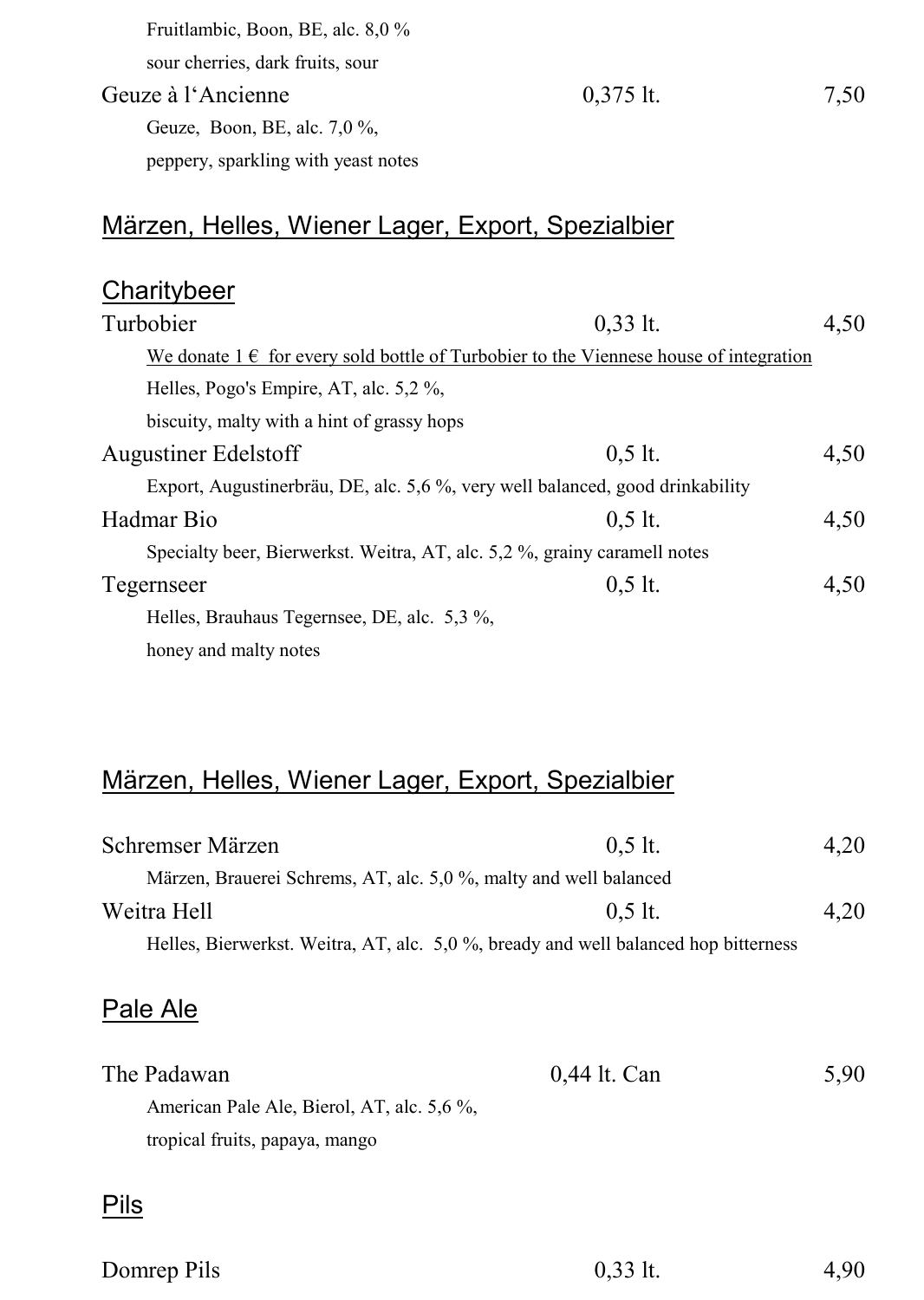Fruitlambic, Boon, BE, alc. 8,0 %

sour cherries, dark fruits, sour

| | | |
|---|---|---|
| Geuze à l'Ancienne | 0,375 lt. | 7,50 |

Geuze, Boon, BE, alc. 7,0 %,

peppery, sparkling with yeast notes

## Märzen, Helles, Wiener Lager, Export, Spezialbier

## Charitybeer

| | | |
|---|---|---|
| Turbobier | 0,33 lt. | 4,50 |

We donate 1 € for every sold bottle of Turbobier to the Viennese house of integration

Helles, Pogo's Empire, AT, alc. 5,2 %,

biscuity, malty with a hint of grassy hops

| | | |
|---|---|---|
| Augustiner Edelstoff | 0,5 lt. | 4,50 |

Export, Augustinerbräu, DE, alc. 5,6 %, very well balanced, good drinkability

| | | |
|---|---|---|
| Hadmar Bio | 0,5 lt. | 4,50 |

Specialty beer, Bierwerkst. Weitra, AT, alc. 5,2 %, grainy caramell notes

| | | |
|---|---|---|
| Tegernseer | 0,5 lt. | 4,50 |

Helles, Brauhaus Tegernsee, DE, alc. 5,3 %,

honey and malty notes

## Märzen, Helles, Wiener Lager, Export, Spezialbier

| | | |
|---|---|---|
| Schremser Märzen | 0,5 lt. | 4,20 |

Märzen, Brauerei Schrems, AT, alc. 5,0 %, malty and well balanced

| | | |
|---|---|---|
| Weitra Hell | 0,5 lt. | 4,20 |

Helles, Bierwerkst. Weitra, AT, alc. 5,0 %, bready and well balanced hop bitterness

## Pale Ale

| | | |
|---|---|---|
| The Padawan | 0,44 lt. Can | 5,90 |

American Pale Ale, Bierol, AT, alc. 5,6 %,

tropical fruits, papaya, mango

## Pils

| | | |
|---|---|---|
| Domrep Pils | 0,33 lt. | 4,90 |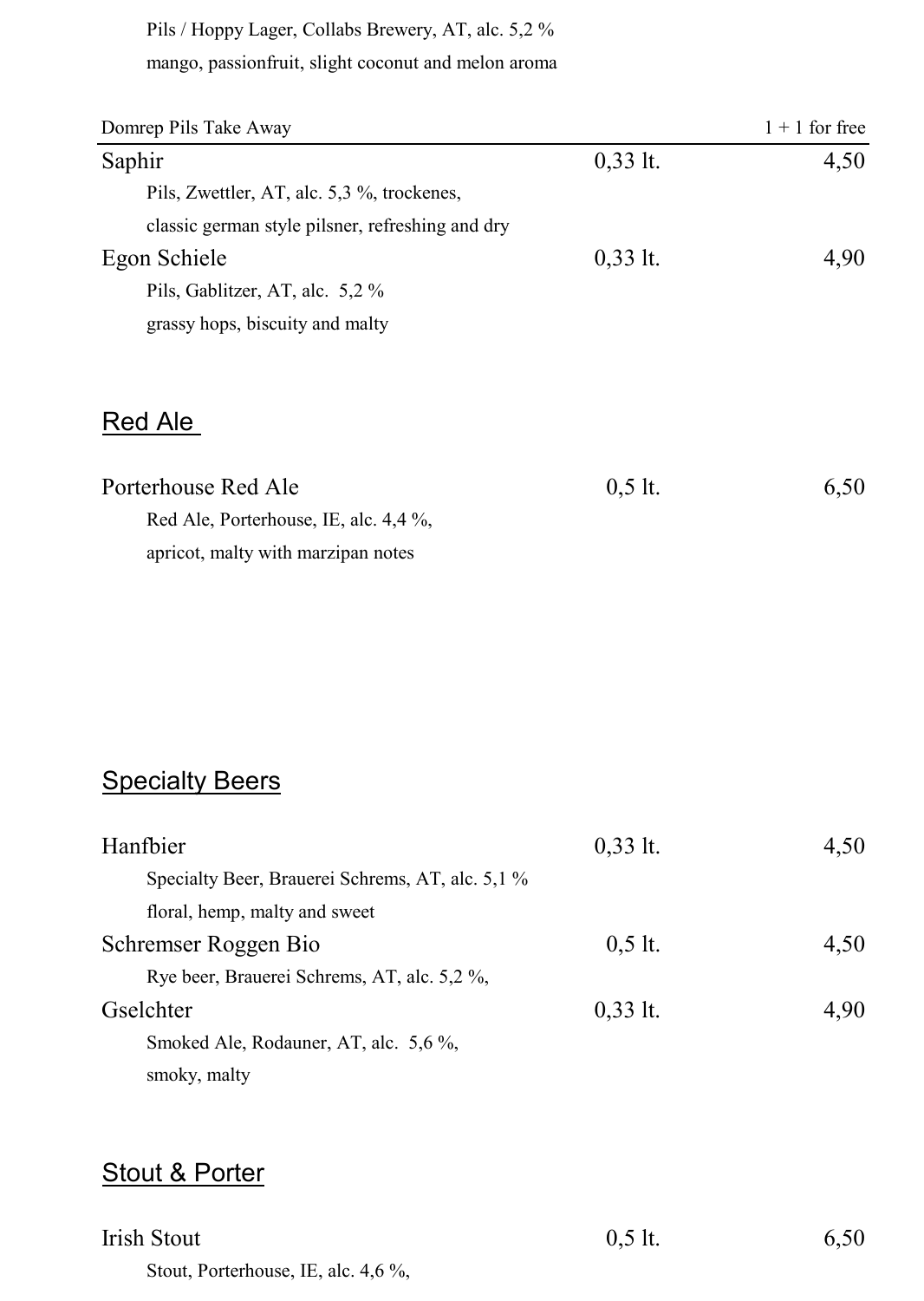Pils / Hoppy Lager, Collabs Brewery, AT, alc. 5,2 %
mango, passionfruit, slight coconut and melon aroma

| Domrep Pils Take Away | | 1 + 1 for free |
|---|---|---|
| Saphir | 0,33 lt. | 4,50 |

Pils, Zwettler, AT, alc. 5,3 %, trockenes,
classic german style pilsner, refreshing and dry

| | | |
|---|---|---|
| Egon Schiele | 0,33 lt. | 4,90 |

Pils, Gablitzer, AT, alc. 5,2 %
grassy hops, biscuity and malty

## Red Ale

| | | |
|---|---|---|
| Porterhouse Red Ale | 0,5 lt. | 6,50 |

Red Ale, Porterhouse, IE, alc. 4,4 %,
apricot, malty with marzipan notes

## Specialty Beers

| | | |
|---|---|---|
| Hanfbier | 0,33 lt. | 4,50 |

Specialty Beer, Brauerei Schrems, AT, alc. 5,1 %
floral, hemp, malty and sweet

| | | |
|---|---|---|
| Schremser Roggen Bio | 0,5 lt. | 4,50 |

Rye beer, Brauerei Schrems, AT, alc. 5,2 %,

| | | |
|---|---|---|
| Gselchter | 0,33 lt. | 4,90 |

Smoked Ale, Rodauner, AT, alc. 5,6 %,
smoky, malty

## Stout & Porter

| | | |
|---|---|---|
| Irish Stout | 0,5 lt. | 6,50 |

Stout, Porterhouse, IE, alc. 4,6 %,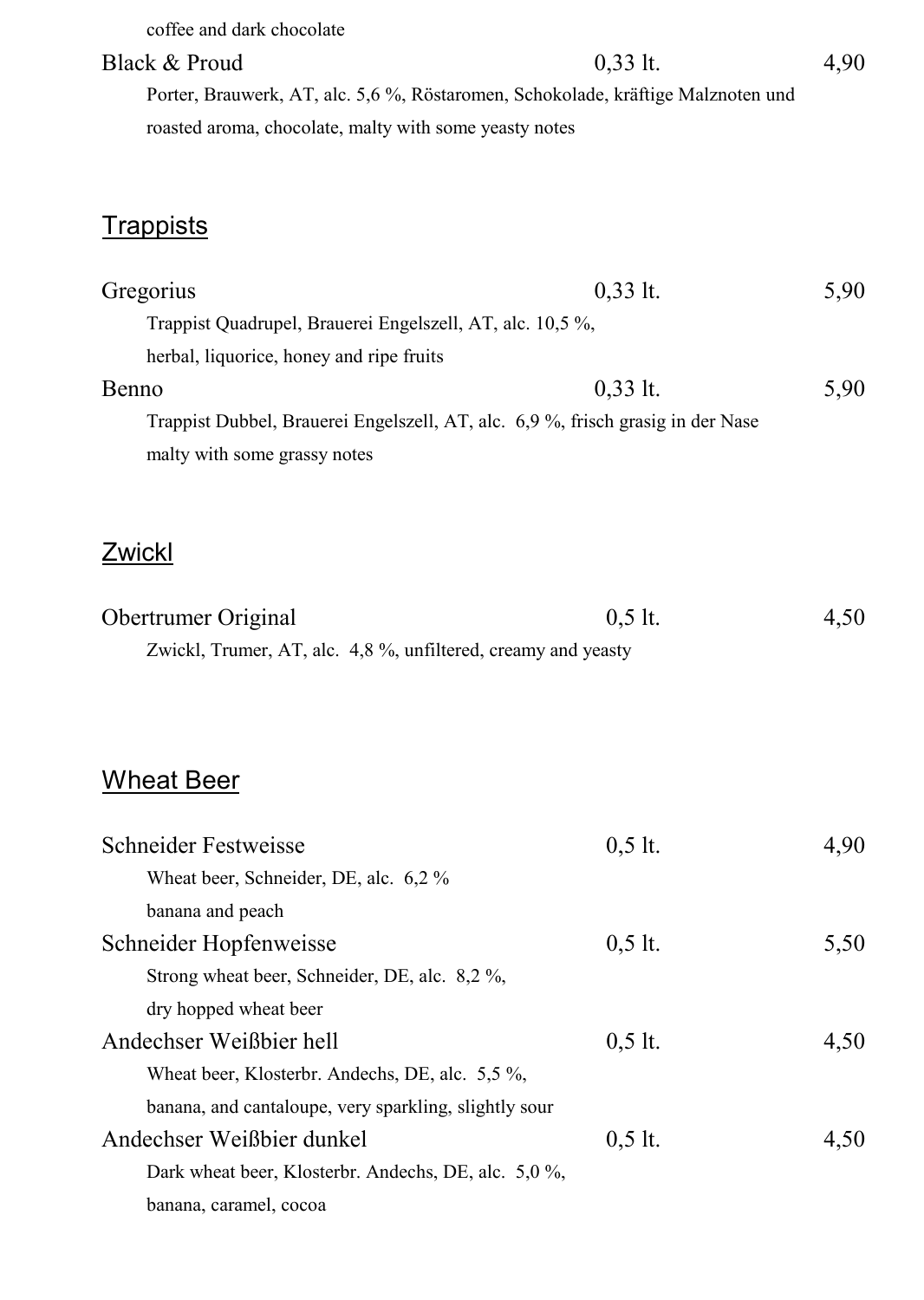coffee and dark chocolate

Black & Proud 0,33 lt. 4,90
Porter, Brauwerk, AT, alc. 5,6 %, Röstaromen, Schokolade, kräftige Malznoten und
roasted aroma, chocolate, malty with some yeasty notes

## Trappists

Gregorius 0,33 lt. 5,90
Trappist Quadrupel, Brauerei Engelszell, AT, alc. 10,5 %,
herbal, liquorice, honey and ripe fruits

Benno 0,33 lt. 5,90
Trappist Dubbel, Brauerei Engelszell, AT, alc. 6,9 %, frisch grasig in der Nase
malty with some grassy notes

## Zwickl

Obertrumer Original 0,5 lt. 4,50
Zwickl, Trumer, AT, alc. 4,8 %, unfiltered, creamy and yeasty

## Wheat Beer

Schneider Festweisse 0,5 lt. 4,90
Wheat beer, Schneider, DE, alc. 6,2 %
banana and peach

Schneider Hopfenweisse 0,5 lt. 5,50
Strong wheat beer, Schneider, DE, alc. 8,2 %,
dry hopped wheat beer

Andechser Weißbier hell 0,5 lt. 4,50
Wheat beer, Klosterbr. Andechs, DE, alc. 5,5 %,
banana, and cantaloupe, very sparkling, slightly sour

Andechser Weißbier dunkel 0,5 lt. 4,50
Dark wheat beer, Klosterbr. Andechs, DE, alc. 5,0 %,
banana, caramel, cocoa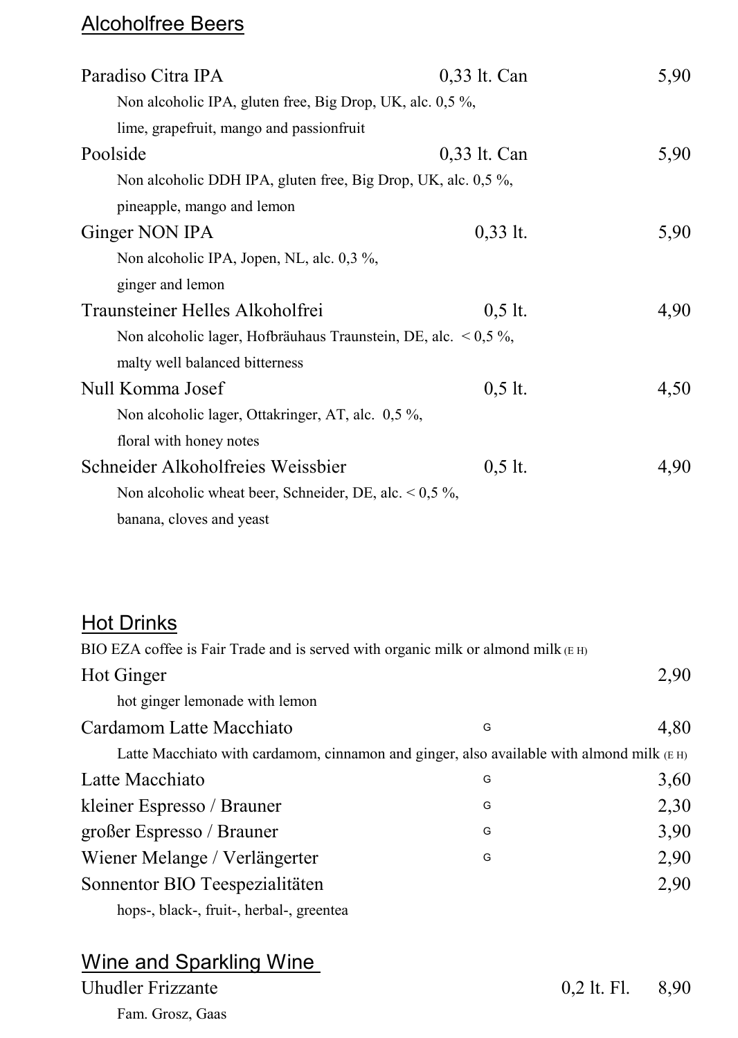## Alcoholfree Beers

| | | |
|---|---|---|
| Paradiso Citra IPA | 0,33 lt. Can | 5,90 |
| Non alcoholic IPA, gluten free, Big Drop, UK, alc. 0,5 %, lime, grapefruit, mango and passionfruit | | |
| Poolside | 0,33 lt. Can | 5,90 |
| Non alcoholic DDH IPA, gluten free, Big Drop, UK, alc. 0,5 %, pineapple, mango and lemon | | |
| Ginger NON IPA | 0,33 lt. | 5,90 |
| Non alcoholic IPA, Jopen, NL, alc. 0,3 %, ginger and lemon | | |
| Traunsteiner Helles Alkoholfrei | 0,5 lt. | 4,90 |
| Non alcoholic lager, Hofbräuhaus Traunstein, DE, alc. < 0,5 %, malty well balanced bitterness | | |
| Null Komma Josef | 0,5 lt. | 4,50 |
| Non alcoholic lager, Ottakringer, AT, alc. 0,5 %, floral with honey notes | | |
| Schneider Alkoholfreies Weissbier | 0,5 lt. | 4,90 |
| Non alcoholic wheat beer, Schneider, DE, alc. < 0,5 %, banana, cloves and yeast | | |

## Hot Drinks

BIO EZA coffee is Fair Trade and is served with organic milk or almond milk (E H)

| | | |
|---|---|---|
| Hot Ginger | | 2,90 |
| hot ginger lemonade with lemon | | |
| Cardamom Latte Macchiato | G | 4,80 |
| Latte Macchiato with cardamom, cinnamon and ginger, also available with almond milk (E H) | | |
| Latte Macchiato | G | 3,60 |
| kleiner Espresso / Brauner | G | 2,30 |
| großer Espresso / Brauner | G | 3,90 |
| Wiener Melange / Verlängerter | G | 2,90 |
| Sonnentor BIO Teespezialitäten | | 2,90 |
| hops-, black-, fruit-, herbal-, greentea | | |

## Wine and Sparkling Wine

| | | |
|---|---|---|
| Uhudler Frizzante | 0,2 lt. Fl. | 8,90 |
| Fam. Grosz, Gaas | | |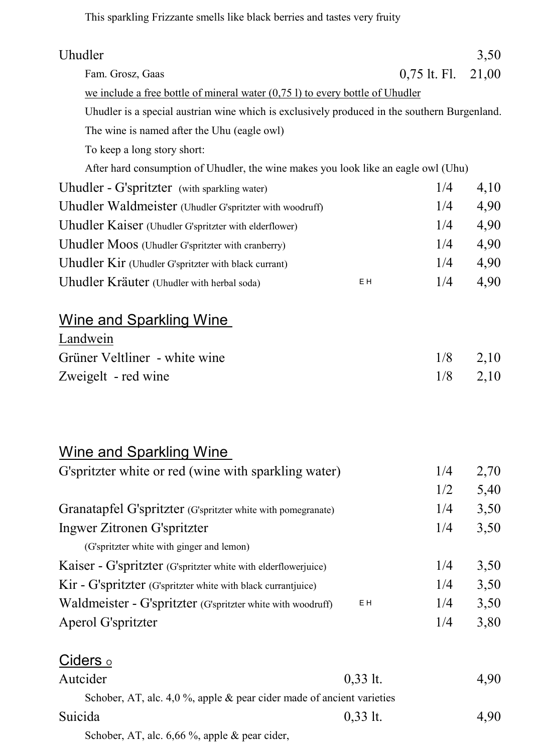This sparkling Frizzante smells like black berries and tastes very fruity

| | | | |
|---|---|---|---|
| Uhudler | | | 3,50 |
| Fam. Grosz, Gaas | | 0,75 lt. Fl. | 21,00 |

<u>we include a free bottle of mineral water (0,75 l) to every bottle of Uhudler</u>

Uhudler is a special austrian wine which is exclusively produced in the southern Burgenland.

The wine is named after the Uhu (eagle owl)

To keep a long story short:

After hard consumption of Uhudler, the wine makes you look like an eagle owl (Uhu)

| | | | |
|---|---|---|---|
| Uhudler - G'spritzter (with sparkling water) | | 1/4 | 4,10 |
| Uhudler Waldmeister (Uhudler G'spritzter with woodruff) | | 1/4 | 4,90 |
| Uhudler Kaiser (Uhudler G'spritzter with elderflower) | | 1/4 | 4,90 |
| Uhudler Moos (Uhudler G'spritzter with cranberry) | | 1/4 | 4,90 |
| Uhudler Kir (Uhudler G'spritzter with black currant) | | 1/4 | 4,90 |
| Uhudler Kräuter (Uhudler with herbal soda) | E H | 1/4 | 4,90 |

## Wine and Sparkling Wine

<u>Landwein</u>

| | | |
|---|---|---|
| Grüner Veltliner - white wine | 1/8 | 2,10 |
| Zweigelt - red wine | 1/8 | 2,10 |

## Wine and Sparkling Wine

| | | | |
|---|---|---|---|
| G'spritzter white or red (wine with sparkling water) | | 1/4 | 2,70 |
| | | 1/2 | 5,40 |
| Granatapfel G'spritzter (G'spritzter white with pomegranate) | | 1/4 | 3,50 |
| Ingwer Zitronen G'spritzter (G'spritzter white with ginger and lemon) | | 1/4 | 3,50 |
| Kaiser - G'spritzter (G'spritzter white with elderflowerjuice) | | 1/4 | 3,50 |
| Kir - G'spritzter (G'spritzter white with black currantjuice) | | 1/4 | 3,50 |
| Waldmeister - G'spritzter (G'spritzter white with woodruff) | E H | 1/4 | 3,50 |
| Aperol G'spritzter | | 1/4 | 3,80 |

## Ciders O

| | | |
|---|---|---|
| Autcider | 0,33 lt. | 4,90 |

Schober, AT, alc. 4,0 %, apple & pear cider made of ancient varieties

| | | |
|---|---|---|
| Suicida | 0,33 lt. | 4,90 |

Schober, AT, alc. 6,66 %, apple & pear cider,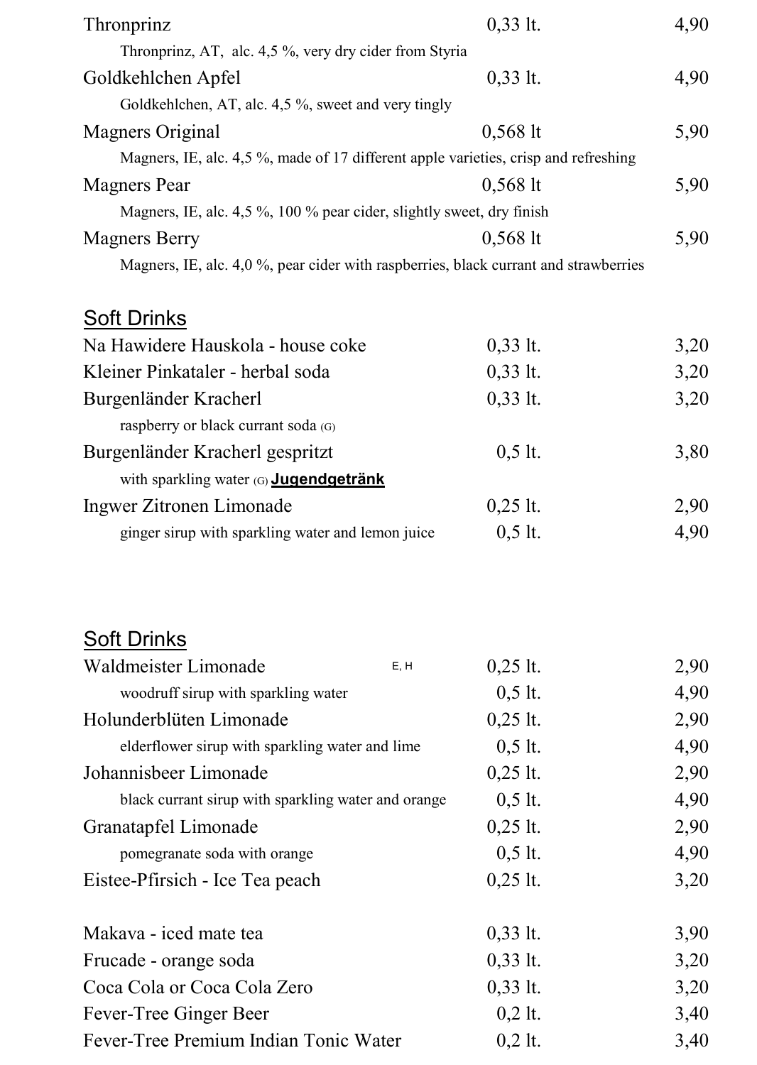| | | |
|---|---|---|
| Thronprinz | 0,33 lt. | 4,90 |
| Thronprinz, AT, alc. 4,5 %, very dry cider from Styria | | |
| Goldkehlchen Apfel | 0,33 lt. | 4,90 |
| Goldkehlchen, AT, alc. 4,5 %, sweet and very tingly | | |
| Magners Original | 0,568 lt | 5,90 |
| Magners, IE, alc. 4,5 %, made of 17 different apple varieties, crisp and refreshing | | |
| Magners Pear | 0,568 lt | 5,90 |
| Magners, IE, alc. 4,5 %, 100 % pear cider, slightly sweet, dry finish | | |
| Magners Berry | 0,568 lt | 5,90 |
| Magners, IE, alc. 4,0 %, pear cider with raspberries, black currant and strawberries | | |

## Soft Drinks

| | | |
|---|---|---|
| Na Hawidere Hauskola - house coke | 0,33 lt. | 3,20 |
| Kleiner Pinkataler - herbal soda | 0,33 lt. | 3,20 |
| Burgenländer Kracherl | 0,33 lt. | 3,20 |
| raspberry or black currant soda (G) | | |
| Burgenländer Kracherl gespritzt | 0,5 lt. | 3,80 |
| with sparkling water (G) **Jugendgetränk** | | |
| Ingwer Zitronen Limonade | 0,25 lt. | 2,90 |
| ginger sirup with sparkling water and lemon juice | 0,5 lt. | 4,90 |

## Soft Drinks

| | | |
|---|---|---|
| Waldmeister Limonade E, H | 0,25 lt. | 2,90 |
| woodruff sirup with sparkling water | 0,5 lt. | 4,90 |
| Holunderblüten Limonade | 0,25 lt. | 2,90 |
| elderflower sirup with sparkling water and lime | 0,5 lt. | 4,90 |
| Johannisbeer Limonade | 0,25 lt. | 2,90 |
| black currant sirup with sparkling water and orange | 0,5 lt. | 4,90 |
| Granatapfel Limonade | 0,25 lt. | 2,90 |
| pomegranate soda with orange | 0,5 lt. | 4,90 |
| Eistee-Pfirsich - Ice Tea peach | 0,25 lt. | 3,20 |
| Makava - iced mate tea | 0,33 lt. | 3,90 |
| Frucade - orange soda | 0,33 lt. | 3,20 |
| Coca Cola or Coca Cola Zero | 0,33 lt. | 3,20 |
| Fever-Tree Ginger Beer | 0,2 lt. | 3,40 |
| Fever-Tree Premium Indian Tonic Water | 0,2 lt. | 3,40 |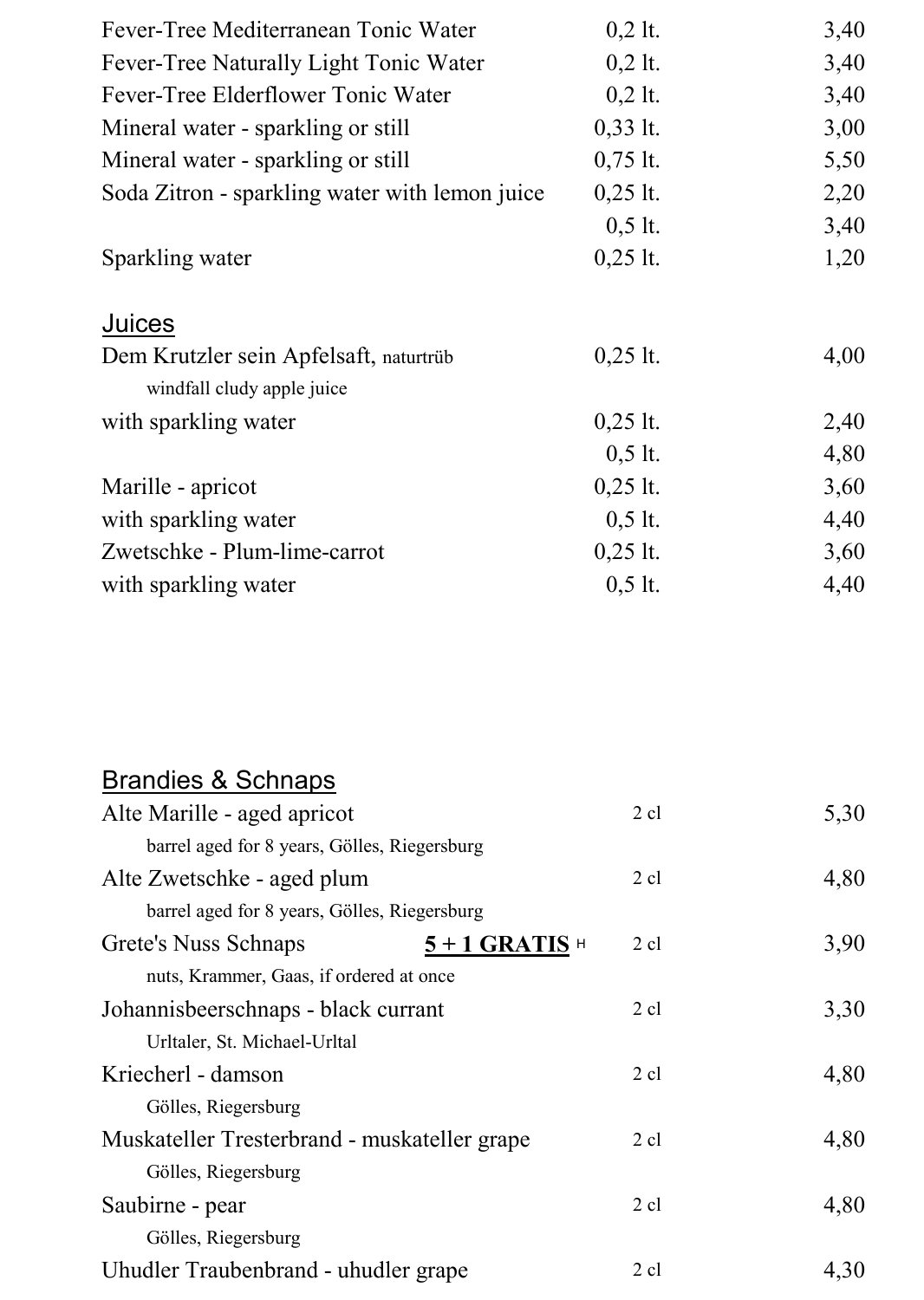| | | |
|---|---|---|
| Fever-Tree Mediterranean Tonic Water | 0,2 lt. | 3,40 |
| Fever-Tree Naturally Light Tonic Water | 0,2 lt. | 3,40 |
| Fever-Tree Elderflower Tonic Water | 0,2 lt. | 3,40 |
| Mineral water - sparkling or still | 0,33 lt. | 3,00 |
| Mineral water - sparkling or still | 0,75 lt. | 5,50 |
| Soda Zitron - sparkling water with lemon juice | 0,25 lt. | 2,20 |
| | 0,5 lt. | 3,40 |
| Sparkling water | 0,25 lt. | 1,20 |

## Juices

| | | |
|---|---|---|
| Dem Krutzler sein Apfelsaft, naturtrüb<br>windfall cludy apple juice | 0,25 lt. | 4,00 |
| with sparkling water | 0,25 lt. | 2,40 |
| | 0,5 lt. | 4,80 |
| Marille - apricot | 0,25 lt. | 3,60 |
| with sparkling water | 0,5 lt. | 4,40 |
| Zwetschke - Plum-lime-carrot | 0,25 lt. | 3,60 |
| with sparkling water | 0,5 lt. | 4,40 |

## Brandies & Schnaps

| | | |
|---|---|---|
| Alte Marille - aged apricot<br>barrel aged for 8 years, Gölles, Riegersburg | 2 cl | 5,30 |
| Alte Zwetschke - aged plum<br>barrel aged for 8 years, Gölles, Riegersburg | 2 cl | 4,80 |
| Grete's Nuss Schnaps **5 + 1 GRATIS** H<br>nuts, Krammer, Gaas, if ordered at once | 2 cl | 3,90 |
| Johannisbeerschnaps - black currant<br>Urltaler, St. Michael-Urltal | 2 cl | 3,30 |
| Kriecherl - damson<br>Gölles, Riegersburg | 2 cl | 4,80 |
| Muskateller Tresterbrand - muskateller grape<br>Gölles, Riegersburg | 2 cl | 4,80 |
| Saubirne - pear<br>Gölles, Riegersburg | 2 cl | 4,80 |
| Uhudler Traubenbrand - uhudler grape | 2 cl | 4,30 |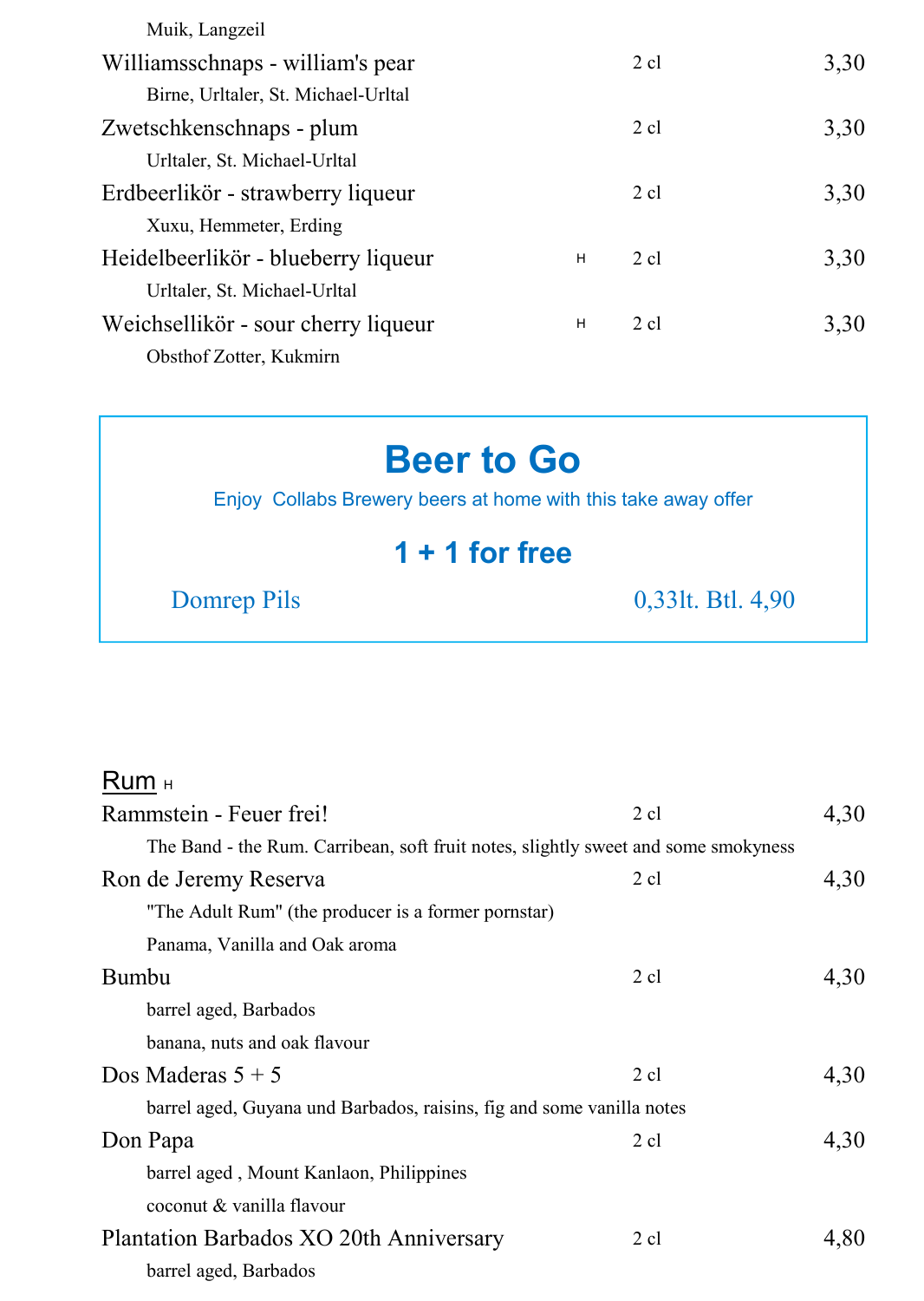Muik, Langzeil

| | | | |
|---|---|---|---|
| Williamsschnaps - william's pear | | 2 cl | 3,30 |
| Birne, Urltaler, St. Michael-Urltal | | | |
| Zwetschkenschnaps - plum | | 2 cl | 3,30 |
| Urltaler, St. Michael-Urltal | | | |
| Erdbeerlikör - strawberry liqueur | | 2 cl | 3,30 |
| Xuxu, Hemmeter, Erding | | | |
| Heidelbeerlikör - blueberry liqueur | H | 2 cl | 3,30 |
| Urltaler, St. Michael-Urltal | | | |
| Weichsellikör - sour cherry liqueur | H | 2 cl | 3,30 |
| Obsthof Zotter, Kukmirn | | | |

## Beer to Go

Enjoy Collabs Brewery beers at home with this take away offer

### 1 + 1 for free

Domrep Pils — 0,33lt. Btl. 4,90

## Rum H

| | | |
|---|---|---|
| Rammstein - Feuer frei! | 2 cl | 4,30 |
| The Band - the Rum. Carribean, soft fruit notes, slightly sweet and some smokyness | | |
| Ron de Jeremy Reserva | 2 cl | 4,30 |
| "The Adult Rum" (the producer is a former pornstar)<br>Panama, Vanilla and Oak aroma | | |
| Bumbu | 2 cl | 4,30 |
| barrel aged, Barbados<br>banana, nuts and oak flavour | | |
| Dos Maderas 5 + 5 | 2 cl | 4,30 |
| barrel aged, Guyana und Barbados, raisins, fig and some vanilla notes | | |
| Don Papa | 2 cl | 4,30 |
| barrel aged , Mount Kanlaon, Philippines<br>coconut & vanilla flavour | | |
| Plantation Barbados XO 20th Anniversary | 2 cl | 4,80 |
| barrel aged, Barbados | | |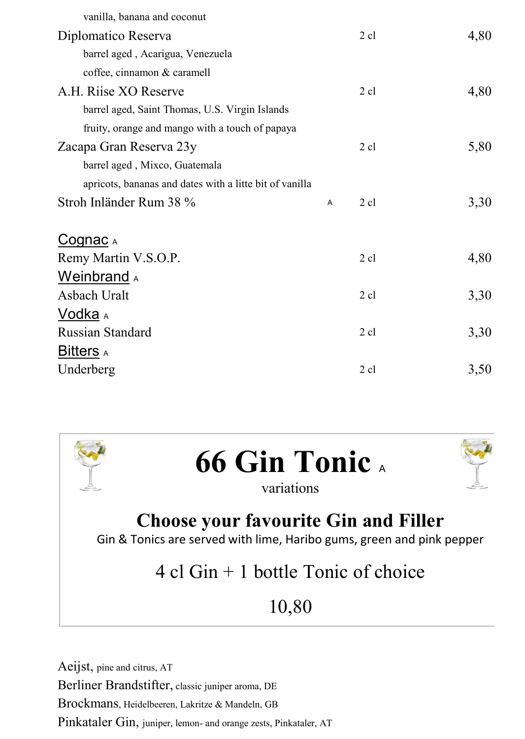vanilla, banana and coconut

| | | | |
|---|---|---|---|
| Diplomatico Reserva<br>barrel aged , Acarigua, Venezuela<br>coffee, cinnamon & caramell | | 2 cl | 4,80 |
| A.H. Riise XO Reserve<br>barrel aged, Saint Thomas, U.S. Virgin Islands<br>fruity, orange and mango with a touch of papaya | | 2 cl | 4,80 |
| Zacapa Gran Reserva 23y<br>barrel aged , Mixco, Guatemala<br>apricots, bananas and dates with a litte bit of vanilla | | 2 cl | 5,80 |
| Stroh Inländer Rum 38 % | A | 2 cl | 3,30 |

## Cognac A

| | | |
|---|---|---|
| Remy Martin V.S.O.P. | 2 cl | 4,80 |

## Weinbrand A

| | | |
|---|---|---|
| Asbach Uralt | 2 cl | 3,30 |

## Vodka A

| | | |
|---|---|---|
| Russian Standard | 2 cl | 3,30 |

## Bitters A

| | | |
|---|---|---|
| Underberg | 2 cl | 3,50 |

# 66 Gin Tonic A

variations

## Choose your favourite Gin and Filler

Gin & Tonics are served with lime, Haribo gums, green and pink pepper

4 cl Gin + 1 bottle Tonic of choice

10,80

Aeijst, pine and citrus, AT

Berliner Brandstifter, classic juniper aroma, DE

Brockmans, Heidelbeeren, Lakritze & Mandeln, GB

Pinkataler Gin, juniper, lemon- and orange zests, Pinkataler, AT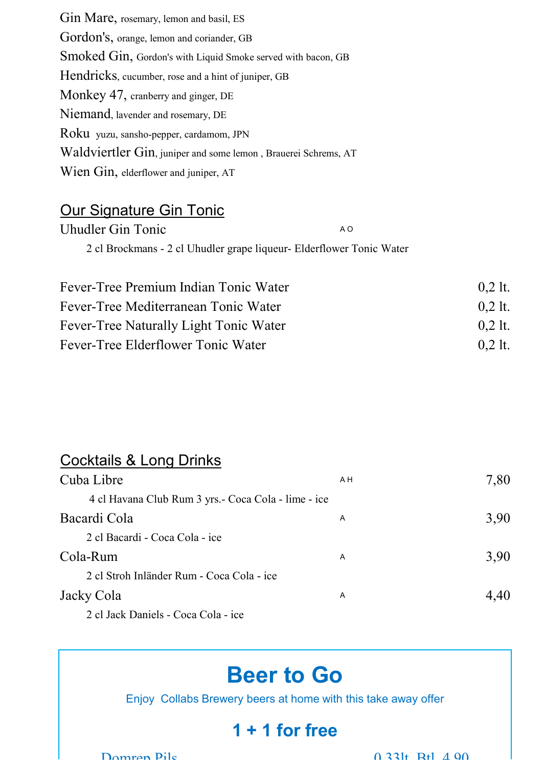Gin Mare, rosemary, lemon and basil, ES

Gordon's, orange, lemon and coriander, GB

Smoked Gin, Gordon's with Liquid Smoke served with bacon, GB

Hendricks, cucumber, rose and a hint of juniper, GB

Monkey 47, cranberry and ginger, DE

Niemand, lavender and rosemary, DE

Roku yuzu, sansho-pepper, cardamom, JPN

Waldviertler Gin, juniper and some lemon , Brauerei Schrems, AT

Wien Gin, elderflower and juniper, AT

## Our Signature Gin Tonic

Uhudler Gin Tonic A O

2 cl Brockmans - 2 cl Uhudler grape liqueur- Elderflower Tonic Water

| | |
|---|---|
| Fever-Tree Premium Indian Tonic Water | 0,2 lt. |
| Fever-Tree Mediterranean Tonic Water | 0,2 lt. |
| Fever-Tree Naturally Light Tonic Water | 0,2 lt. |
| Fever-Tree Elderflower Tonic Water | 0,2 lt. |

## Cocktails & Long Drinks

| | | |
|---|---|---|
| Cuba Libre<br>4 cl Havana Club Rum 3 yrs.- Coca Cola - lime - ice | A H | 7,80 |
| Bacardi Cola<br>2 cl Bacardi - Coca Cola - ice | A | 3,90 |
| Cola-Rum<br>2 cl Stroh Inländer Rum - Coca Cola - ice | A | 3,90 |
| Jacky Cola<br>2 cl Jack Daniels - Coca Cola - ice | A | 4,40 |

## Beer to Go

Enjoy Collabs Brewery beers at home with this take away offer

**1 + 1 for free**

Domren Pils 0,33lt. Btl. 4,90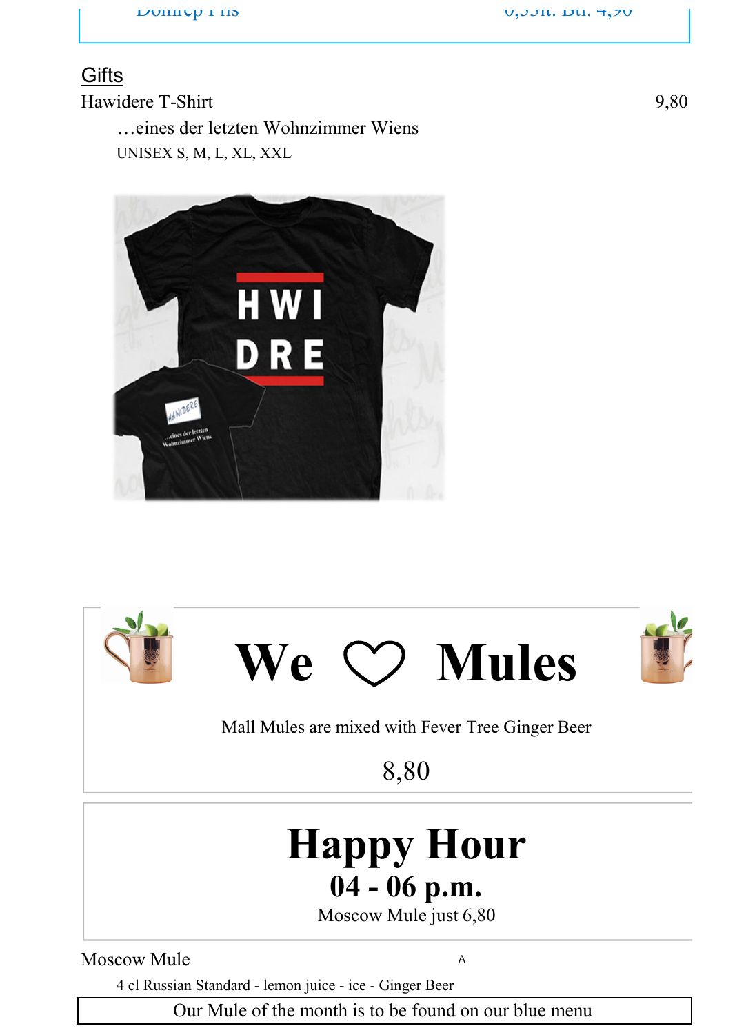## Gifts

Hawidere T-Shirt 9,80

…eines der letzten Wohnzimmer Wiens

UNISEX S, M, L, XL, XXL

# We ♡ Mules

Mall Mules are mixed with Fever Tree Ginger Beer

8,80

# Happy Hour

## 04 - 06 p.m.

Moscow Mule just 6,80

Moscow Mule A

4 cl Russian Standard - lemon juice - ice - Ginger Beer

Our Mule of the month is to be found on our blue menu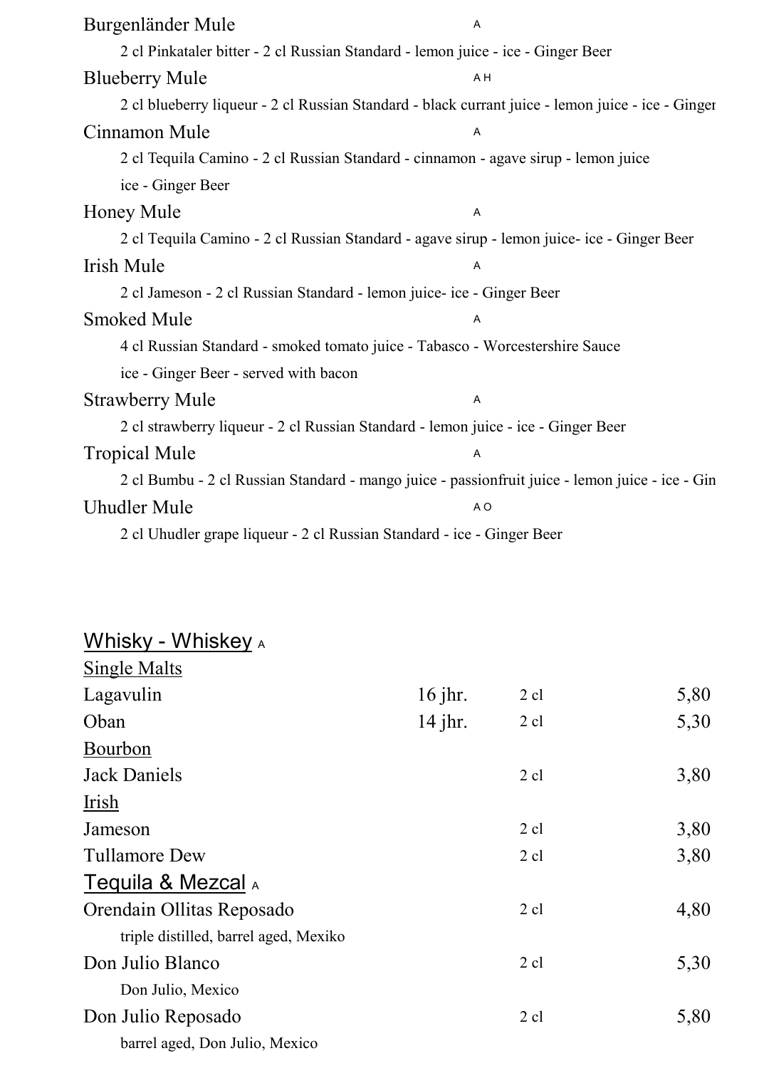**Burgenländer Mule** A

2 cl Pinkataler bitter - 2 cl Russian Standard - lemon juice - ice - Ginger Beer

**Blueberry Mule** A H

2 cl blueberry liqueur - 2 cl Russian Standard - black currant juice - lemon juice - ice - Ginger

**Cinnamon Mule** A

2 cl Tequila Camino - 2 cl Russian Standard - cinnamon - agave sirup - lemon juice
ice - Ginger Beer

**Honey Mule** A

2 cl Tequila Camino - 2 cl Russian Standard - agave sirup - lemon juice- ice - Ginger Beer

**Irish Mule** A

2 cl Jameson - 2 cl Russian Standard - lemon juice- ice - Ginger Beer

**Smoked Mule** A

4 cl Russian Standard - smoked tomato juice - Tabasco - Worcestershire Sauce
ice - Ginger Beer - served with bacon

**Strawberry Mule** A

2 cl strawberry liqueur - 2 cl Russian Standard - lemon juice - ice - Ginger Beer

**Tropical Mule** A

2 cl Bumbu - 2 cl Russian Standard - mango juice - passionfruit juice - lemon juice - ice - Gin

**Uhudler Mule** A O

2 cl Uhudler grape liqueur - 2 cl Russian Standard - ice - Ginger Beer

## Whisky - Whiskey A

### Single Malts

| | | | |
|---|---|---|---|
| Lagavulin | 16 jhr. | 2 cl | 5,80 |
| Oban | 14 jhr. | 2 cl | 5,30 |

### Bourbon

| | | |
|---|---|---|
| Jack Daniels | 2 cl | 3,80 |

### Irish

| | | |
|---|---|---|
| Jameson | 2 cl | 3,80 |
| Tullamore Dew | 2 cl | 3,80 |

## Tequila & Mezcal A

| | | |
|---|---|---|
| Orendain Ollitas Reposado<br>triple distilled, barrel aged, Mexiko | 2 cl | 4,80 |
| Don Julio Blanco<br>Don Julio, Mexico | 2 cl | 5,30 |
| Don Julio Reposado<br>barrel aged, Don Julio, Mexico | 2 cl | 5,80 |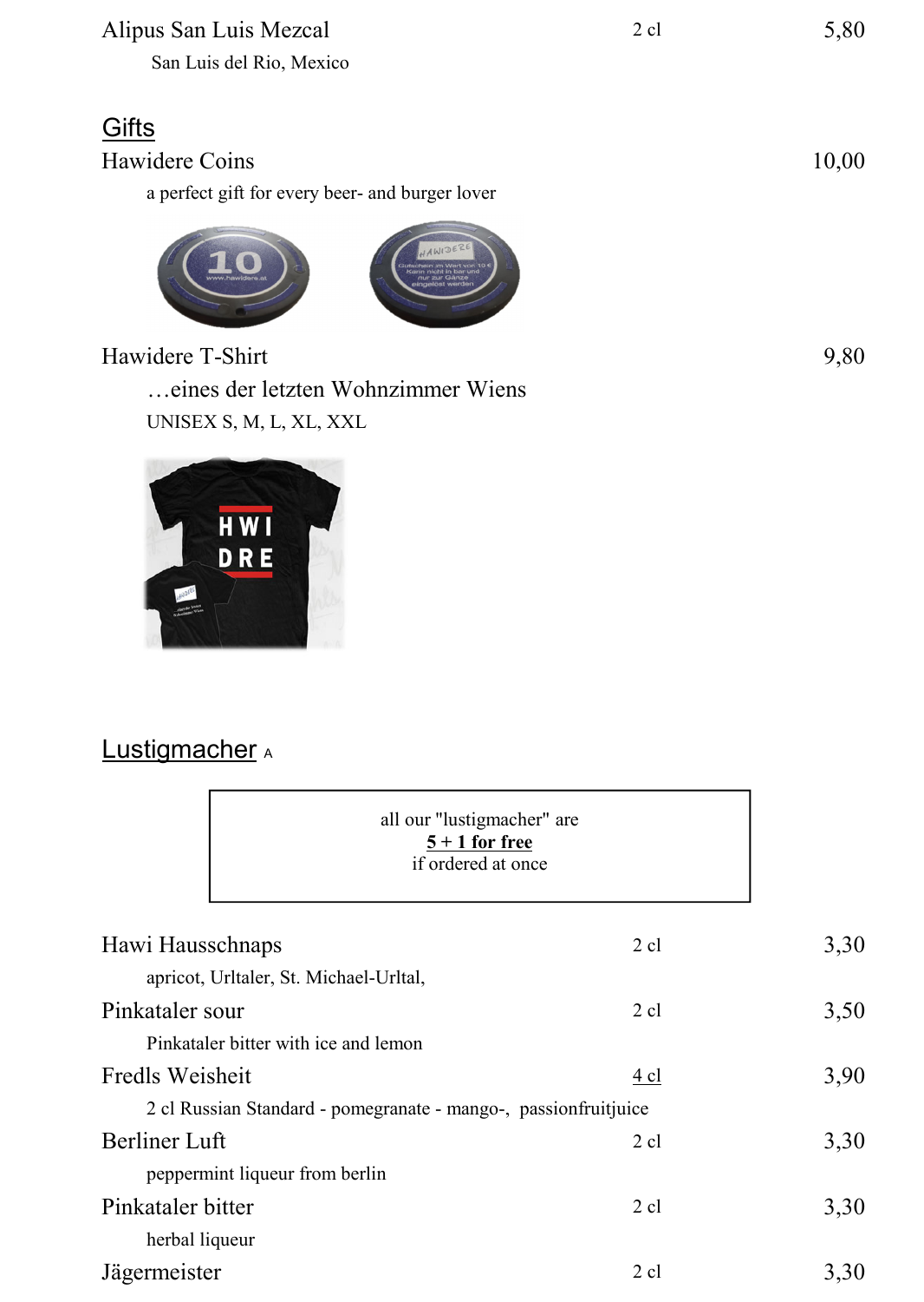| | | |
|---|---|---|
| Alipus San Luis Mezcal | 2 cl | 5,80 |
| San Luis del Rio, Mexico | | |

## Gifts

| | |
|---|---|
| Hawidere Coins | 10,00 |
| a perfect gift for every beer- and burger lover | |

| | |
|---|---|
| Hawidere T-Shirt | 9,80 |
| …eines der letzten Wohnzimmer Wiens | |
| UNISEX S, M, L, XL, XXL | |

## Lustigmacher A

> all our "lustigmacher" are
> **5 + 1 for free**
> if ordered at once

| | | |
|---|---|---|
| Hawi Hausschnaps | 2 cl | 3,30 |
| apricot, Urltaler, St. Michael-Urltal, | | |
| Pinkataler sour | 2 cl | 3,50 |
| Pinkataler bitter with ice and lemon | | |
| Fredls Weisheit | 4 cl | 3,90 |
| 2 cl Russian Standard - pomegranate - mango-, passionfruitjuice | | |
| Berliner Luft | 2 cl | 3,30 |
| peppermint liqueur from berlin | | |
| Pinkataler bitter | 2 cl | 3,30 |
| herbal liqueur | | |
| Jägermeister | 2 cl | 3,30 |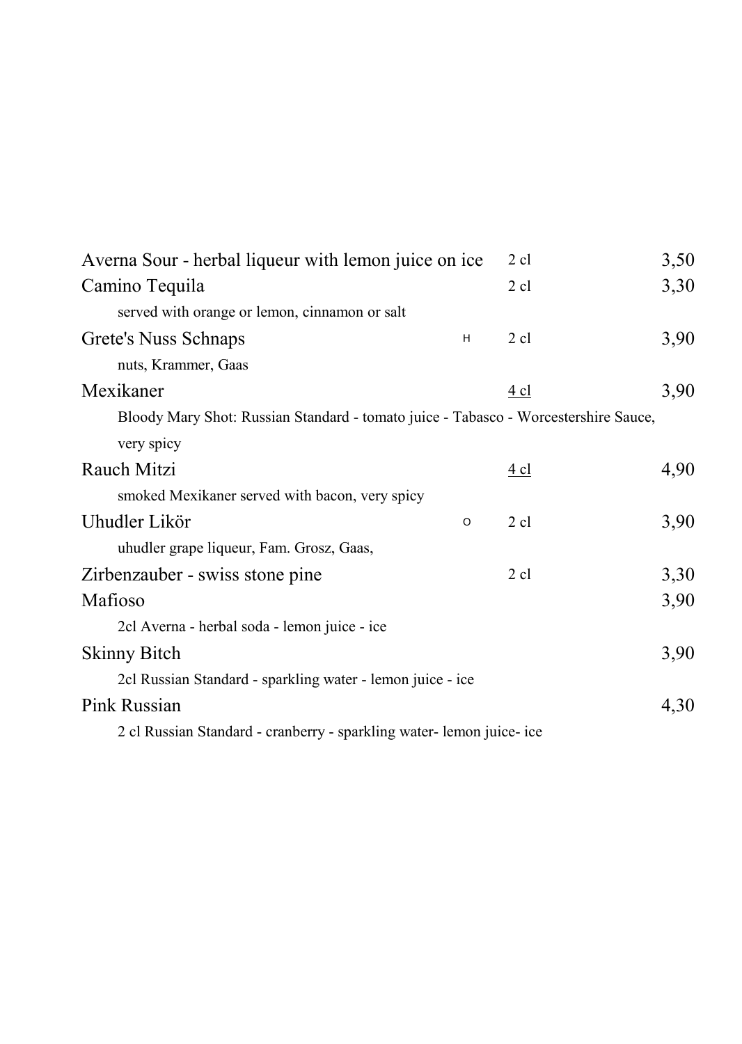| | | | |
|---|---|---|---|
| Averna Sour - herbal liqueur with lemon juice on ice | | 2 cl | 3,50 |
| Camino Tequila | | 2 cl | 3,30 |
| served with orange or lemon, cinnamon or salt | | | |
| Grete's Nuss Schnaps | H | 2 cl | 3,90 |
| nuts, Krammer, Gaas | | | |
| Mexikaner | | <u>4 cl</u> | 3,90 |
| Bloody Mary Shot: Russian Standard - tomato juice - Tabasco - Worcestershire Sauce, very spicy | | | |
| Rauch Mitzi | | <u>4 cl</u> | 4,90 |
| smoked Mexikaner served with bacon, very spicy | | | |
| Uhudler Likör | O | 2 cl | 3,90 |
| uhudler grape liqueur, Fam. Grosz, Gaas, | | | |
| Zirbenzauber - swiss stone pine | | 2 cl | 3,30 |
| Mafioso | | | 3,90 |
| 2cl Averna - herbal soda - lemon juice - ice | | | |
| Skinny Bitch | | | 3,90 |
| 2cl Russian Standard - sparkling water - lemon juice - ice | | | |
| Pink Russian | | | 4,30 |
| 2 cl Russian Standard - cranberry - sparkling water- lemon juice- ice | | | |